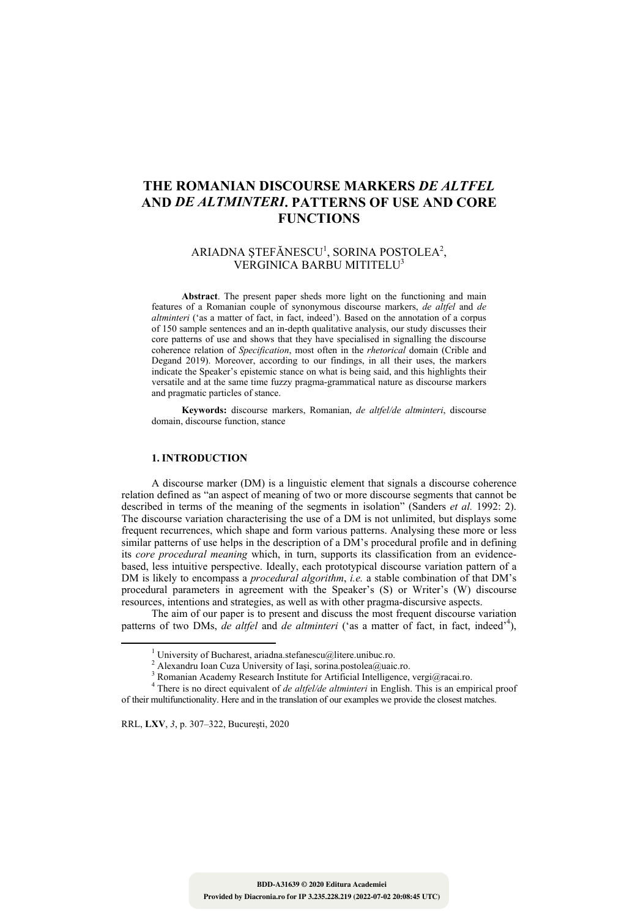# THE ROMANIAN DISCOURSE MARKERS *DE ALTFEL* AND *DE ALTMINTERI*. PATTERNS OF USE AND CORE FUNCTIONS

ARIADNA ŞTEFĂNESCU[1], SORINA POSTOLEA[2], VERGINICA BARBU MITITELU[3]

**Abstract**. The present paper sheds more light on the functioning and main features of a Romanian couple of synonymous discourse markers, *de altfel* and *de altminteri* ('as a matter of fact, in fact, indeed'). Based on the annotation of a corpus of 150 sample sentences and an in-depth qualitative analysis, our study discusses their core patterns of use and shows that they have specialised in signalling the discourse coherence relation of *Specification*, most often in the *rhetorical* domain (Crible and Degand 2019). Moreover, according to our findings, in all their uses, the markers indicate the Speaker's epistemic stance on what is being said, and this highlights their versatile and at the same time fuzzy pragma-grammatical nature as discourse markers and pragmatic particles of stance.

**Keywords:** discourse markers, Romanian, *de altfel/de altminteri*, discourse domain, discourse function, stance

## 1. INTRODUCTION

A discourse marker (DM) is a linguistic element that signals a discourse coherence relation defined as "an aspect of meaning of two or more discourse segments that cannot be described in terms of the meaning of the segments in isolation" (Sanders *et al.* 1992: 2). The discourse variation characterising the use of a DM is not unlimited, but displays some frequent recurrences, which shape and form various patterns. Analysing these more or less similar patterns of use helps in the description of a DM's procedural profile and in defining its *core procedural meaning* which, in turn, supports its classification from an evidence-based, less intuitive perspective. Ideally, each prototypical discourse variation pattern of a DM is likely to encompass a *procedural algorithm*, *i.e.* a stable combination of that DM's procedural parameters in agreement with the Speaker's (S) or Writer's (W) discourse resources, intentions and strategies, as well as with other pragma-discursive aspects.

The aim of our paper is to present and discuss the most frequent discourse variation patterns of two DMs, *de altfel* and *de altminteri* ('as a matter of fact, in fact, indeed'[4]),

---

[1] University of Bucharest, ariadna.stefanescu@litere.unibuc.ro.

[2] Alexandru Ioan Cuza University of Iaşi, sorina.postolea@uaic.ro.

[3] Romanian Academy Research Institute for Artificial Intelligence, vergi@racai.ro.

[4] There is no direct equivalent of *de altfel/de altminteri* in English. This is an empirical proof of their multifunctionality. Here and in the translation of our examples we provide the closest matches.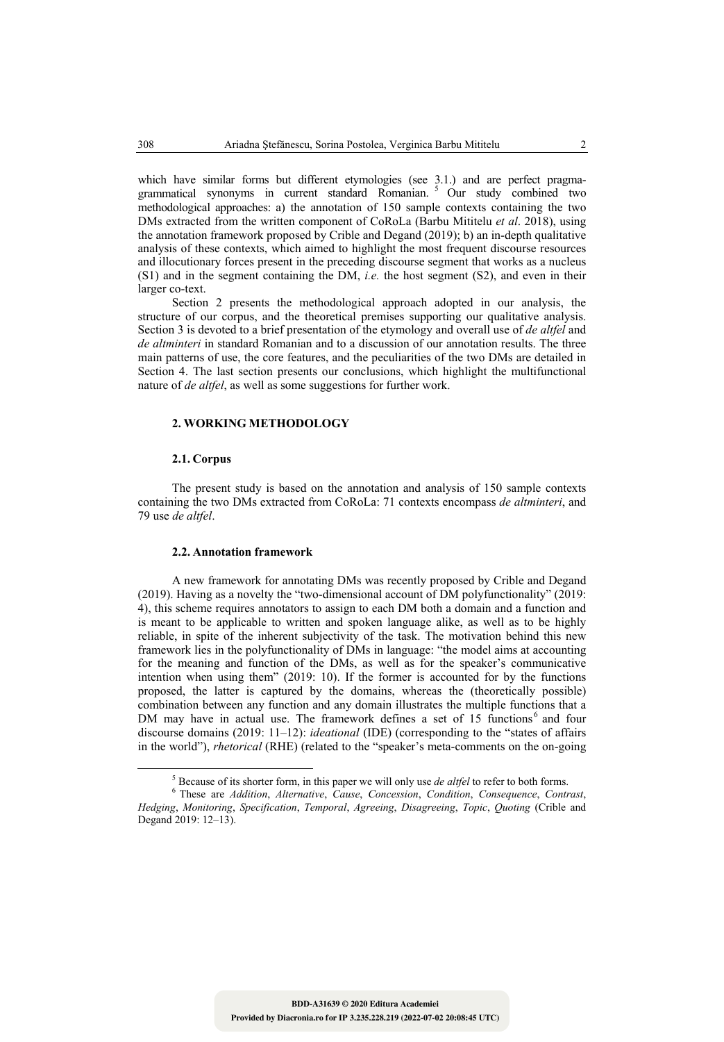which have similar forms but different etymologies (see 3.1.) and are perfect pragma-grammatical synonyms in current standard Romanian. [5] Our study combined two methodological approaches: a) the annotation of 150 sample contexts containing the two DMs extracted from the written component of CoRoLa (Barbu Mititelu *et al*. 2018), using the annotation framework proposed by Crible and Degand (2019); b) an in-depth qualitative analysis of these contexts, which aimed to highlight the most frequent discourse resources and illocutionary forces present in the preceding discourse segment that works as a nucleus (S1) and in the segment containing the DM, *i.e.* the host segment (S2), and even in their larger co-text.

Section 2 presents the methodological approach adopted in our analysis, the structure of our corpus, and the theoretical premises supporting our qualitative analysis. Section 3 is devoted to a brief presentation of the etymology and overall use of *de altfel* and *de altminteri* in standard Romanian and to a discussion of our annotation results. The three main patterns of use, the core features, and the peculiarities of the two DMs are detailed in Section 4. The last section presents our conclusions, which highlight the multifunctional nature of *de altfel*, as well as some suggestions for further work.

## 2. WORKING METHODOLOGY

### 2.1. Corpus

The present study is based on the annotation and analysis of 150 sample contexts containing the two DMs extracted from CoRoLa: 71 contexts encompass *de altminteri*, and 79 use *de altfel*.

### 2.2. Annotation framework

A new framework for annotating DMs was recently proposed by Crible and Degand (2019). Having as a novelty the "two-dimensional account of DM polyfunctionality" (2019: 4), this scheme requires annotators to assign to each DM both a domain and a function and is meant to be applicable to written and spoken language alike, as well as to be highly reliable, in spite of the inherent subjectivity of the task. The motivation behind this new framework lies in the polyfunctionality of DMs in language: "the model aims at accounting for the meaning and function of the DMs, as well as for the speaker's communicative intention when using them" (2019: 10). If the former is accounted for by the functions proposed, the latter is captured by the domains, whereas the (theoretically possible) combination between any function and any domain illustrates the multiple functions that a DM may have in actual use. The framework defines a set of 15 functions[6] and four discourse domains (2019: 11–12): *ideational* (IDE) (corresponding to the "states of affairs in the world"), *rhetorical* (RHE) (related to the "speaker's meta-comments on the on-going

---

[5] Because of its shorter form, in this paper we will only use *de altfel* to refer to both forms.

[6] These are *Addition*, *Alternative*, *Cause*, *Concession*, *Condition*, *Consequence*, *Contrast*, *Hedging*, *Monitoring*, *Specification*, *Temporal*, *Agreeing*, *Disagreeing*, *Topic*, *Quoting* (Crible and Degand 2019: 12–13).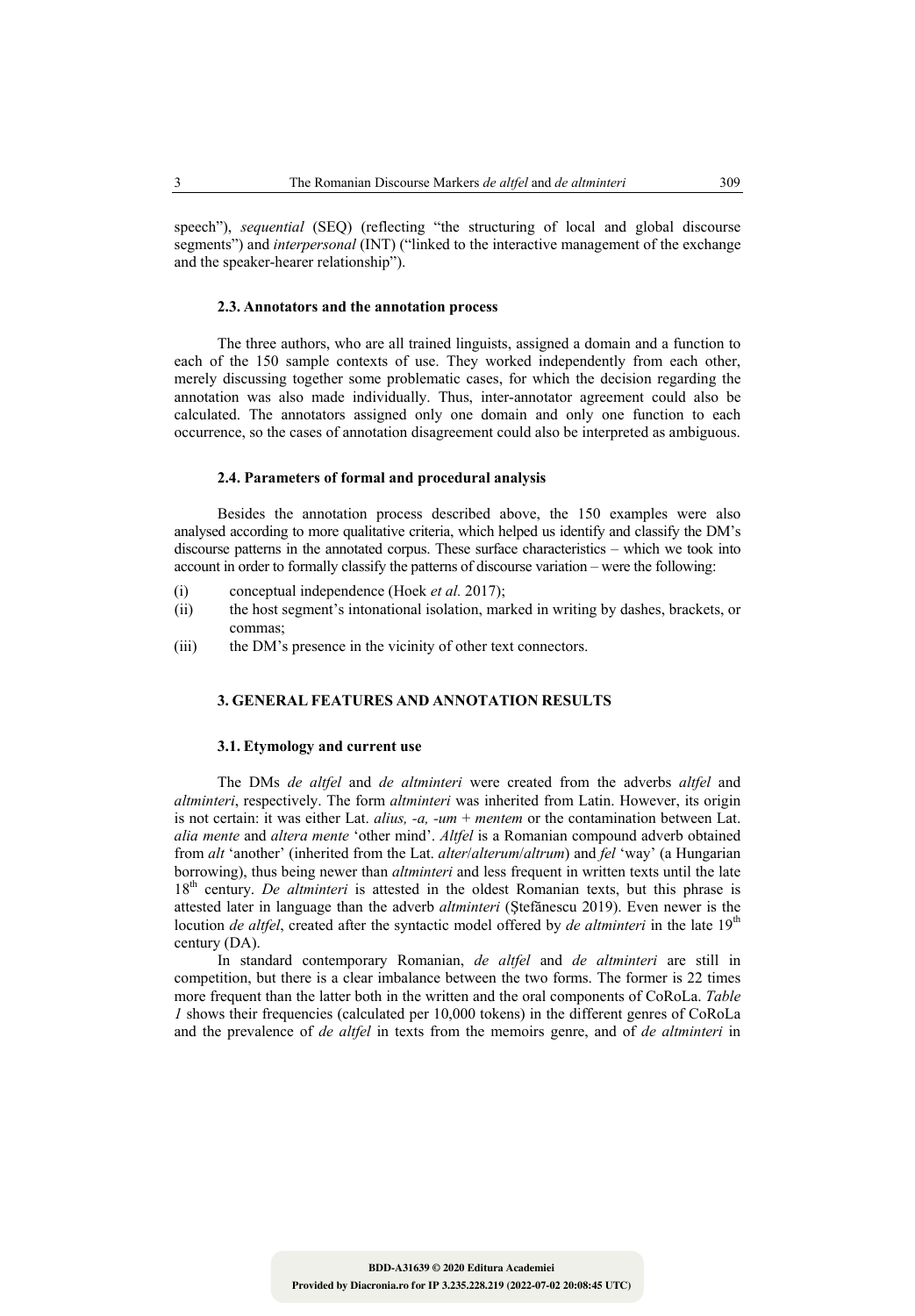speech"), *sequential* (SEQ) (reflecting "the structuring of local and global discourse segments") and *interpersonal* (INT) ("linked to the interactive management of the exchange and the speaker-hearer relationship").

### 2.3. Annotators and the annotation process

The three authors, who are all trained linguists, assigned a domain and a function to each of the 150 sample contexts of use. They worked independently from each other, merely discussing together some problematic cases, for which the decision regarding the annotation was also made individually. Thus, inter-annotator agreement could also be calculated. The annotators assigned only one domain and only one function to each occurrence, so the cases of annotation disagreement could also be interpreted as ambiguous.

### 2.4. Parameters of formal and procedural analysis

Besides the annotation process described above, the 150 examples were also analysed according to more qualitative criteria, which helped us identify and classify the DM's discourse patterns in the annotated corpus. These surface characteristics – which we took into account in order to formally classify the patterns of discourse variation – were the following:

(i) conceptual independence (Hoek *et al.* 2017);

(ii) the host segment's intonational isolation, marked in writing by dashes, brackets, or commas;

(iii) the DM's presence in the vicinity of other text connectors.

## 3. GENERAL FEATURES AND ANNOTATION RESULTS

### 3.1. Etymology and current use

The DMs *de altfel* and *de altminteri* were created from the adverbs *altfel* and *altminteri*, respectively. The form *altminteri* was inherited from Latin. However, its origin is not certain: it was either Lat. *alius, -a, -um* + *mentem* or the contamination between Lat. *alia mente* and *altera mente* 'other mind'. *Altfel* is a Romanian compound adverb obtained from *alt* 'another' (inherited from the Lat. *alter*/*alterum*/*altrum*) and *fel* 'way' (a Hungarian borrowing), thus being newer than *altminteri* and less frequent in written texts until the late 18th century. *De altminteri* is attested in the oldest Romanian texts, but this phrase is attested later in language than the adverb *altminteri* (Ştefănescu 2019). Even newer is the locution *de altfel*, created after the syntactic model offered by *de altminteri* in the late 19th century (DA).

In standard contemporary Romanian, *de altfel* and *de altminteri* are still in competition, but there is a clear imbalance between the two forms. The former is 22 times more frequent than the latter both in the written and the oral components of CoRoLa. *Table 1* shows their frequencies (calculated per 10,000 tokens) in the different genres of CoRoLa and the prevalence of *de altfel* in texts from the memoirs genre, and of *de altminteri* in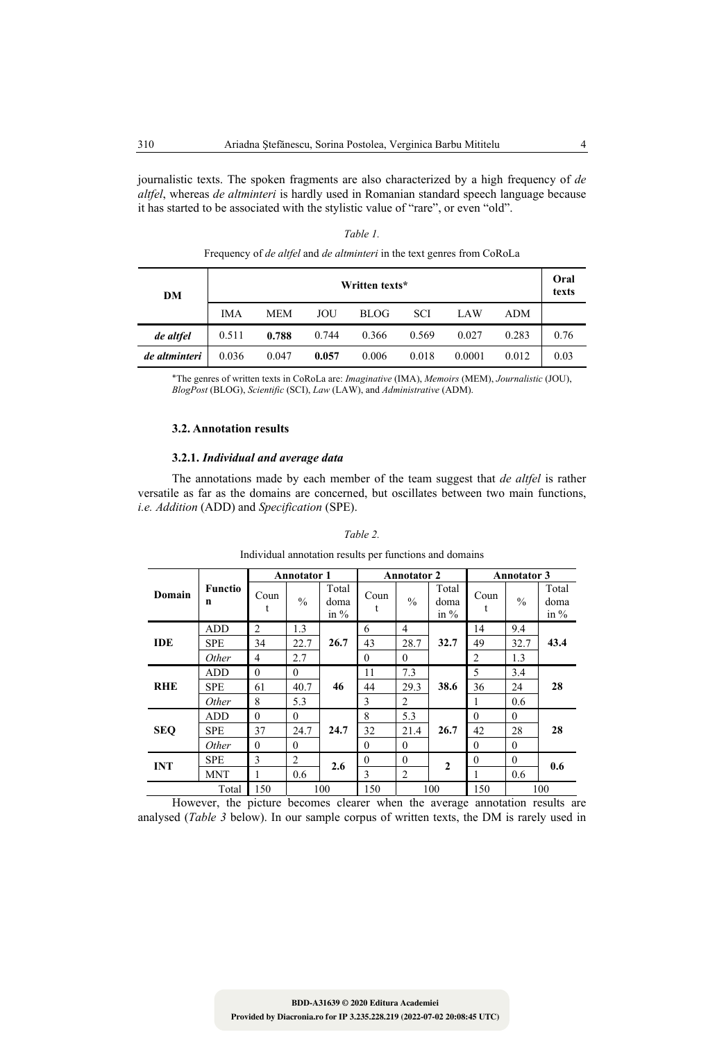journalistic texts. The spoken fragments are also characterized by a high frequency of *de altfel*, whereas *de altminteri* is hardly used in Romanian standard speech language because it has started to be associated with the stylistic value of "rare", or even "old".

*Table 1.*

Frequency of *de altfel* and *de altminteri* in the text genres from CoRoLa

| DM | Written texts* | | | | | | | Oral texts |
|---|---|---|---|---|---|---|---|---|
| | IMA | MEM | JOU | BLOG | SCI | LAW | ADM | |
| ***de altfel*** | 0.511 | **0.788** | 0.744 | 0.366 | 0.569 | 0.027 | 0.283 | 0.76 |
| ***de altminteri*** | 0.036 | 0.047 | **0.057** | 0.006 | 0.018 | 0.0001 | 0.012 | 0.03 |

*The genres of written texts in CoRoLa are: *Imaginative* (IMA), *Memoirs* (MEM), *Journalistic* (JOU), *BlogPost* (BLOG), *Scientific* (SCI), *Law* (LAW), and *Administrative* (ADM).

### 3.2. Annotation results

#### 3.2.1. *Individual and average data*

The annotations made by each member of the team suggest that *de altfel* is rather versatile as far as the domains are concerned, but oscillates between two main functions, *i.e. Addition* (ADD) and *Specification* (SPE).

*Table 2.*

Individual annotation results per functions and domains

| Domain | Function | Annotator 1 | | | Annotator 2 | | | Annotator 3 | | |
|---|---|---|---|---|---|---|---|---|---|---|
| | | Count | % | Total doma in % | Count | % | Total doma in % | Count | % | Total doma in % |
| **IDE** | ADD | 2 | 1.3 | **26.7** | 6 | 4 | **32.7** | 14 | 9.4 | **43.4** |
| | SPE | 34 | 22.7 | | 43 | 28.7 | | 49 | 32.7 | |
| | *Other* | 4 | 2.7 | | 0 | 0 | | 2 | 1.3 | |
| **RHE** | ADD | 0 | 0 | **46** | 11 | 7.3 | **38.6** | 5 | 3.4 | **28** |
| | SPE | 61 | 40.7 | | 44 | 29.3 | | 36 | 24 | |
| | *Other* | 8 | 5.3 | | 3 | 2 | | 1 | 0.6 | |
| **SEQ** | ADD | 0 | 0 | **24.7** | 8 | 5.3 | **26.7** | 0 | 0 | **28** |
| | SPE | 37 | 24.7 | | 32 | 21.4 | | 42 | 28 | |
| | *Other* | 0 | 0 | | 0 | 0 | | 0 | 0 | |
| **INT** | SPE | 3 | 2 | **2.6** | 0 | 0 | **2** | 0 | 0 | **0.6** |
| | MNT | 1 | 0.6 | | 3 | 2 | | 1 | 0.6 | |
| | Total | 150 | 100 | | 150 | 100 | | 150 | 100 | |

However, the picture becomes clearer when the average annotation results are analysed (*Table 3* below). In our sample corpus of written texts, the DM is rarely used in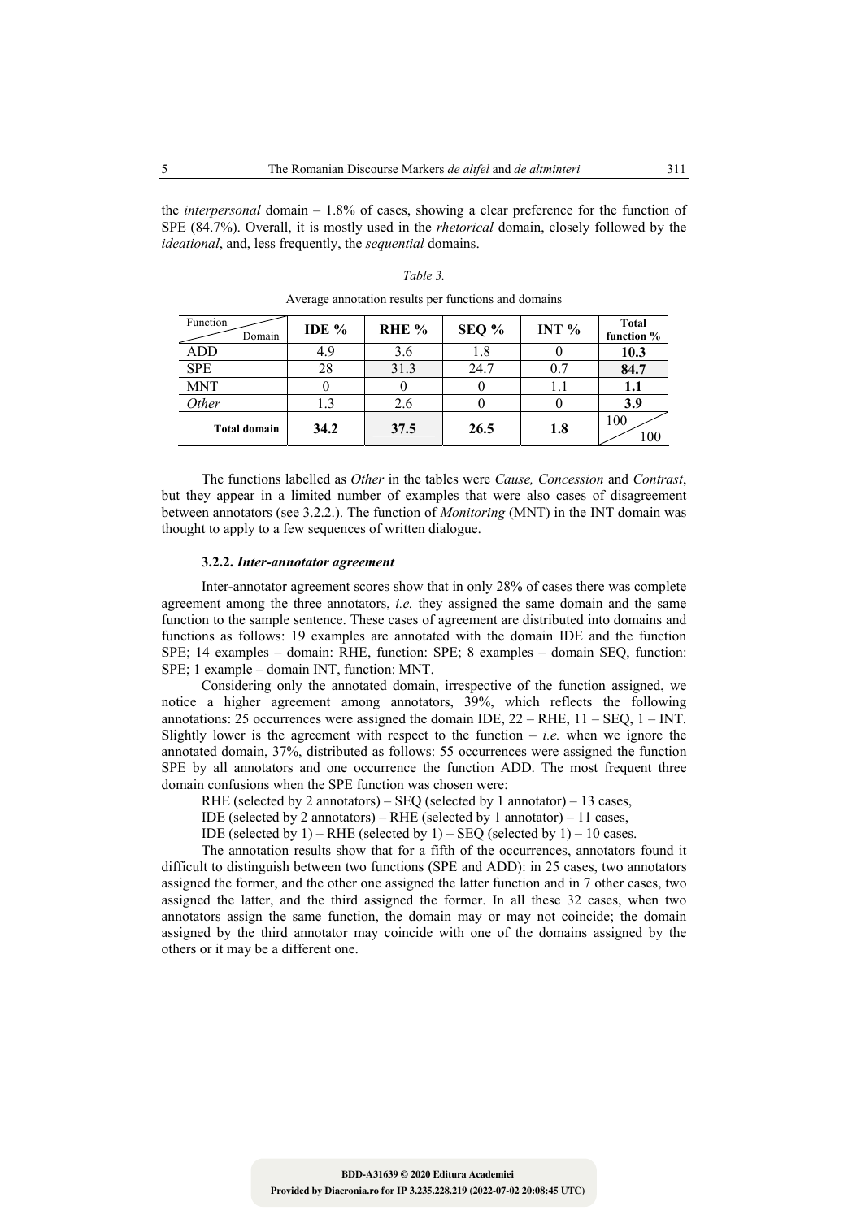the *interpersonal* domain – 1.8% of cases, showing a clear preference for the function of SPE (84.7%). Overall, it is mostly used in the *rhetorical* domain, closely followed by the *ideational*, and, less frequently, the *sequential* domains.

*Table 3.*

Average annotation results per functions and domains

| Function / Domain | IDE % | RHE % | SEQ % | INT % | Total function % |
|---|---|---|---|---|---|
| ADD | 4.9 | 3.6 | 1.8 | 0 | **10.3** |
| SPE | 28 | 31.3 | 24.7 | 0.7 | **84.7** |
| MNT | 0 | 0 | 0 | 1.1 | **1.1** |
| *Other* | 1.3 | 2.6 | 0 | 0 | **3.9** |
| **Total domain** | **34.2** | **37.5** | **26.5** | **1.8** | 100 / 100 |

The functions labelled as *Other* in the tables were *Cause, Concession* and *Contrast*, but they appear in a limited number of examples that were also cases of disagreement between annotators (see 3.2.2.). The function of *Monitoring* (MNT) in the INT domain was thought to apply to a few sequences of written dialogue.

#### 3.2.2. *Inter-annotator agreement*

Inter-annotator agreement scores show that in only 28% of cases there was complete agreement among the three annotators, *i.e.* they assigned the same domain and the same function to the sample sentence. These cases of agreement are distributed into domains and functions as follows: 19 examples are annotated with the domain IDE and the function SPE; 14 examples – domain: RHE, function: SPE; 8 examples – domain SEQ, function: SPE; 1 example – domain INT, function: MNT.

Considering only the annotated domain, irrespective of the function assigned, we notice a higher agreement among annotators, 39%, which reflects the following annotations: 25 occurrences were assigned the domain IDE, 22 – RHE, 11 – SEQ, 1 – INT. Slightly lower is the agreement with respect to the function – *i.e.* when we ignore the annotated domain, 37%, distributed as follows: 55 occurrences were assigned the function SPE by all annotators and one occurrence the function ADD. The most frequent three domain confusions when the SPE function was chosen were:

RHE (selected by 2 annotators) – SEQ (selected by 1 annotator) – 13 cases,

IDE (selected by 2 annotators) – RHE (selected by 1 annotator) – 11 cases,

IDE (selected by 1) – RHE (selected by 1) – SEQ (selected by 1) – 10 cases.

The annotation results show that for a fifth of the occurrences, annotators found it difficult to distinguish between two functions (SPE and ADD): in 25 cases, two annotators assigned the former, and the other one assigned the latter function and in 7 other cases, two assigned the latter, and the third assigned the former. In all these 32 cases, when two annotators assign the same function, the domain may or may not coincide; the domain assigned by the third annotator may coincide with one of the domains assigned by the others or it may be a different one.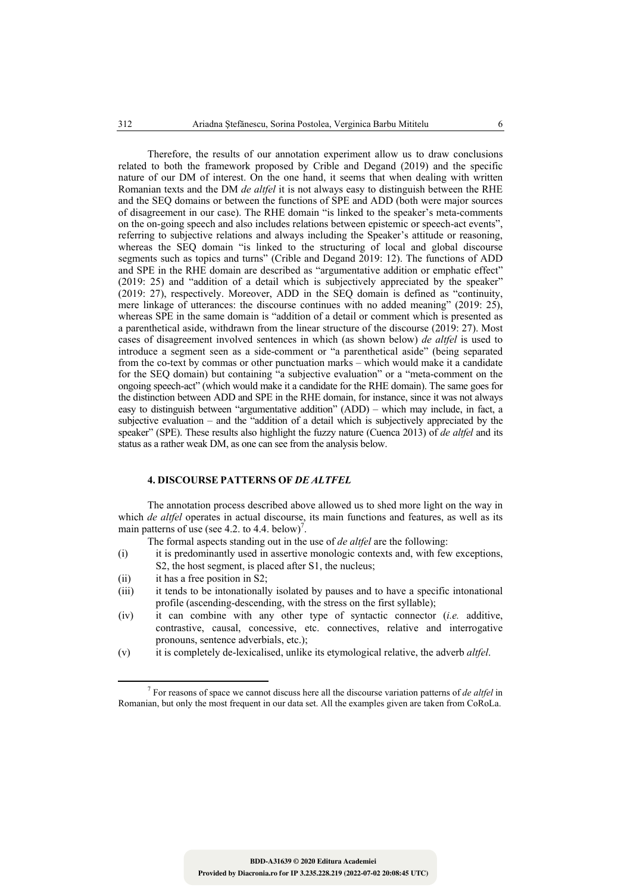Therefore, the results of our annotation experiment allow us to draw conclusions related to both the framework proposed by Crible and Degand (2019) and the specific nature of our DM of interest. On the one hand, it seems that when dealing with written Romanian texts and the DM *de altfel* it is not always easy to distinguish between the RHE and the SEQ domains or between the functions of SPE and ADD (both were major sources of disagreement in our case). The RHE domain "is linked to the speaker's meta-comments on the on-going speech and also includes relations between epistemic or speech-act events", referring to subjective relations and always including the Speaker's attitude or reasoning, whereas the SEQ domain "is linked to the structuring of local and global discourse segments such as topics and turns" (Crible and Degand 2019: 12). The functions of ADD and SPE in the RHE domain are described as "argumentative addition or emphatic effect" (2019: 25) and "addition of a detail which is subjectively appreciated by the speaker" (2019: 27), respectively. Moreover, ADD in the SEQ domain is defined as "continuity, mere linkage of utterances: the discourse continues with no added meaning" (2019: 25), whereas SPE in the same domain is "addition of a detail or comment which is presented as a parenthetical aside, withdrawn from the linear structure of the discourse (2019: 27). Most cases of disagreement involved sentences in which (as shown below) *de altfel* is used to introduce a segment seen as a side-comment or "a parenthetical aside" (being separated from the co-text by commas or other punctuation marks – which would make it a candidate for the SEQ domain) but containing "a subjective evaluation" or a "meta-comment on the ongoing speech-act" (which would make it a candidate for the RHE domain). The same goes for the distinction between ADD and SPE in the RHE domain, for instance, since it was not always easy to distinguish between "argumentative addition" (ADD) – which may include, in fact, a subjective evaluation – and the "addition of a detail which is subjectively appreciated by the speaker" (SPE). These results also highlight the fuzzy nature (Cuenca 2013) of *de altfel* and its status as a rather weak DM, as one can see from the analysis below.

## 4. DISCOURSE PATTERNS OF *DE ALTFEL*

The annotation process described above allowed us to shed more light on the way in which *de altfel* operates in actual discourse, its main functions and features, as well as its main patterns of use (see 4.2. to 4.4. below)[7].

The formal aspects standing out in the use of *de altfel* are the following:

(i) it is predominantly used in assertive monologic contexts and, with few exceptions, S2, the host segment, is placed after S1, the nucleus;

(ii) it has a free position in S2;

(iii) it tends to be intonationally isolated by pauses and to have a specific intonational profile (ascending-descending, with the stress on the first syllable);

(iv) it can combine with any other type of syntactic connector (*i.e.* additive, contrastive, causal, concessive, etc. connectives, relative and interrogative pronouns, sentence adverbials, etc.);

(v) it is completely de-lexicalised, unlike its etymological relative, the adverb *altfel*.

[7] For reasons of space we cannot discuss here all the discourse variation patterns of *de altfel* in Romanian, but only the most frequent in our data set. All the examples given are taken from CoRoLa.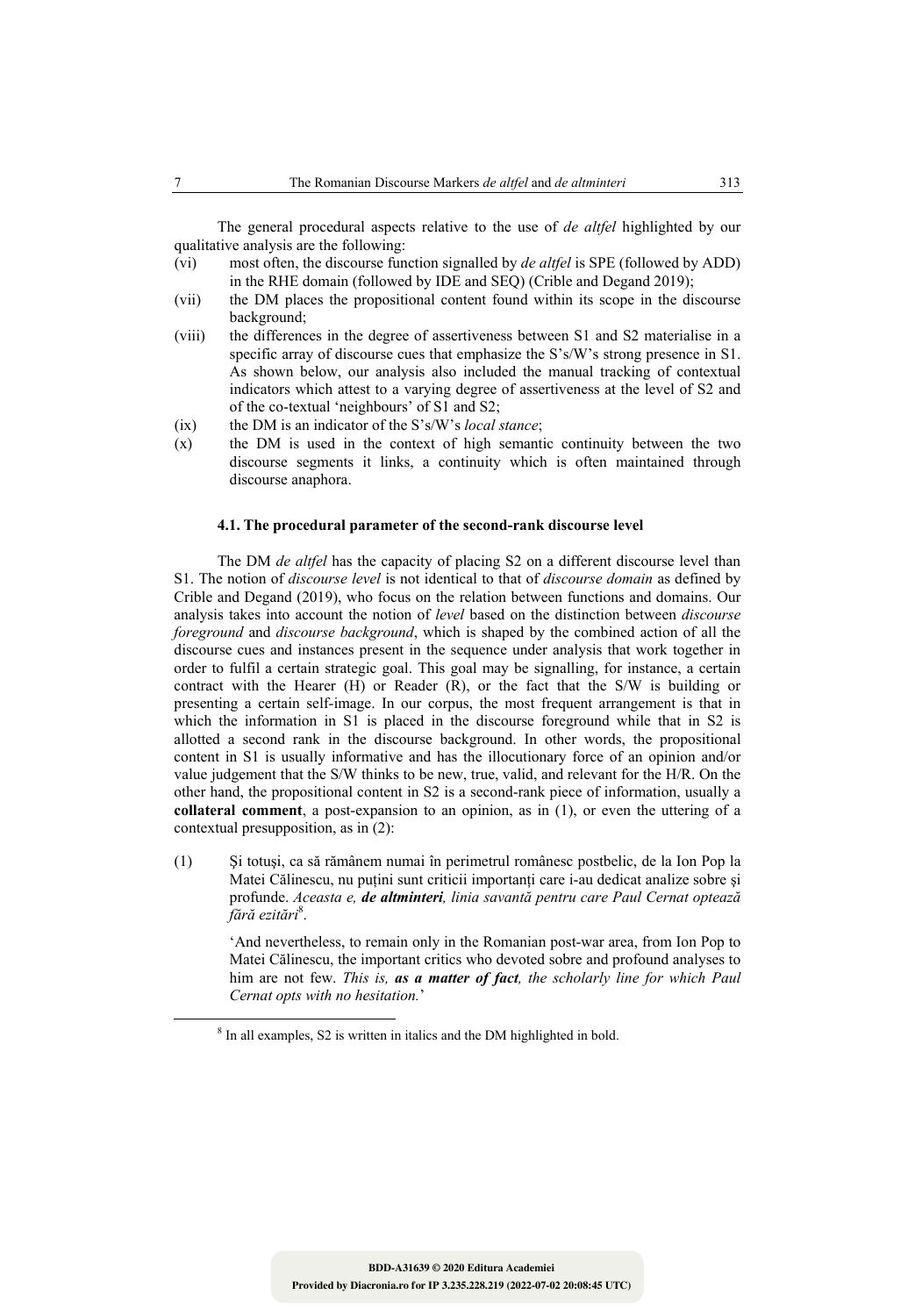The general procedural aspects relative to the use of *de altfel* highlighted by our qualitative analysis are the following:

(vi) most often, the discourse function signalled by *de altfel* is SPE (followed by ADD) in the RHE domain (followed by IDE and SEQ) (Crible and Degand 2019);

(vii) the DM places the propositional content found within its scope in the discourse background;

(viii) the differences in the degree of assertiveness between S1 and S2 materialise in a specific array of discourse cues that emphasize the S's/W's strong presence in S1. As shown below, our analysis also included the manual tracking of contextual indicators which attest to a varying degree of assertiveness at the level of S2 and of the co-textual 'neighbours' of S1 and S2;

(ix) the DM is an indicator of the S's/W's *local stance*;

(x) the DM is used in the context of high semantic continuity between the two discourse segments it links, a continuity which is often maintained through discourse anaphora.

### 4.1. The procedural parameter of the second-rank discourse level

The DM *de altfel* has the capacity of placing S2 on a different discourse level than S1. The notion of *discourse level* is not identical to that of *discourse domain* as defined by Crible and Degand (2019), who focus on the relation between functions and domains. Our analysis takes into account the notion of *level* based on the distinction between *discourse foreground* and *discourse background*, which is shaped by the combined action of all the discourse cues and instances present in the sequence under analysis that work together in order to fulfil a certain strategic goal. This goal may be signalling, for instance, a certain contract with the Hearer (H) or Reader (R), or the fact that the S/W is building or presenting a certain self-image. In our corpus, the most frequent arrangement is that in which the information in S1 is placed in the discourse foreground while that in S2 is allotted a second rank in the discourse background. In other words, the propositional content in S1 is usually informative and has the illocutionary force of an opinion and/or value judgement that the S/W thinks to be new, true, valid, and relevant for the H/R. On the other hand, the propositional content in S2 is a second-rank piece of information, usually a **collateral comment**, a post-expansion to an opinion, as in (1), or even the uttering of a contextual presupposition, as in (2):

(1) Și totuși, ca să rămânem numai în perimetrul românesc postbelic, de la Ion Pop la Matei Călinescu, nu puțini sunt criticii importanți care i-au dedicat analize sobre și profunde. *Aceasta e, **de altminteri**, linia savantă pentru care Paul Cernat optează fără ezitări*[8].

'And nevertheless, to remain only in the Romanian post-war area, from Ion Pop to Matei Călinescu, the important critics who devoted sobre and profound analyses to him are not few. *This is, **as a matter of fact**, the scholarly line for which Paul Cernat opts with no hesitation.*'

[8] In all examples, S2 is written in italics and the DM highlighted in bold.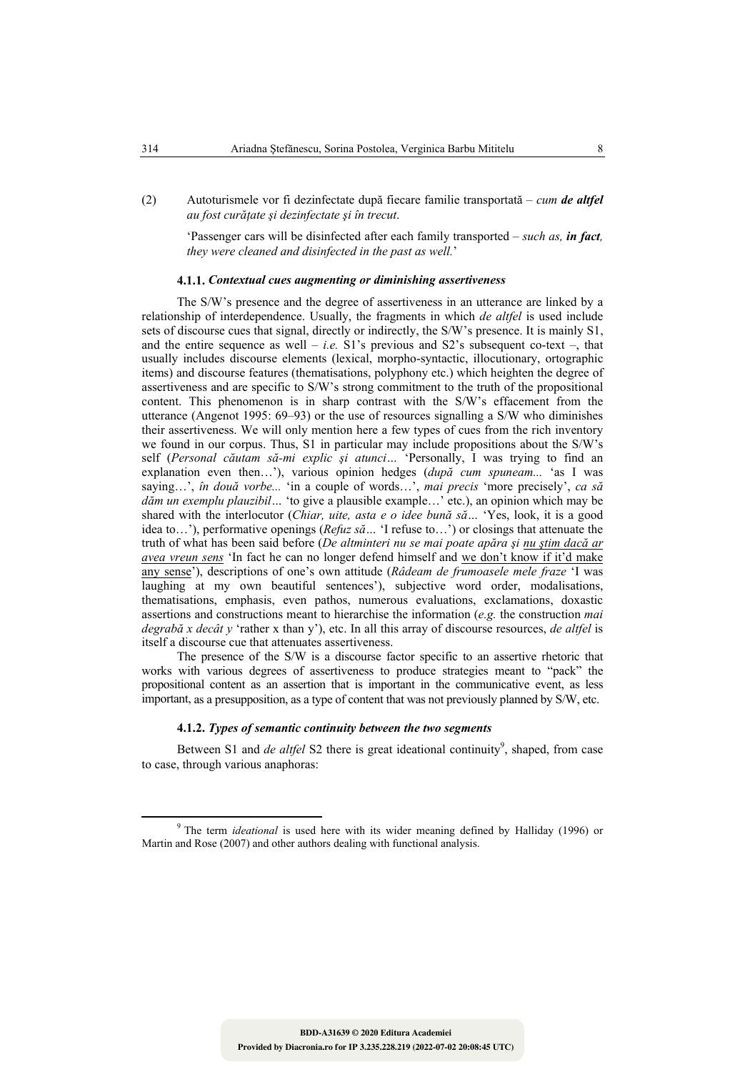(2) Autoturismele vor fi dezinfectate după fiecare familie transportată – *cum **de altfel** au fost curățate și dezinfectate și în trecut*.

'Passenger cars will be disinfected after each family transported – *such as, **in fact**, they were cleaned and disinfected in the past as well.*'

#### 4.1.1. *Contextual cues augmenting or diminishing assertiveness*

The S/W's presence and the degree of assertiveness in an utterance are linked by a relationship of interdependence. Usually, the fragments in which *de altfel* is used include sets of discourse cues that signal, directly or indirectly, the S/W's presence. It is mainly S1, and the entire sequence as well – *i.e.* S1's previous and S2's subsequent co-text –, that usually includes discourse elements (lexical, morpho-syntactic, illocutionary, ortographic items) and discourse features (thematisations, polyphony etc.) which heighten the degree of assertiveness and are specific to S/W's strong commitment to the truth of the propositional content. This phenomenon is in sharp contrast with the S/W's effacement from the utterance (Angenot 1995: 69–93) or the use of resources signalling a S/W who diminishes their assertiveness. We will only mention here a few types of cues from the rich inventory we found in our corpus. Thus, S1 in particular may include propositions about the S/W's self (*Personal căutam să-mi explic și atunci…* 'Personally, I was trying to find an explanation even then…'), various opinion hedges (*după cum spuneam...* 'as I was saying…', *în două vorbe...* 'in a couple of words…', *mai precis* 'more precisely', *ca să dăm un exemplu plauzibil…* 'to give a plausible example…' etc.), an opinion which may be shared with the interlocutor (*Chiar, uite, asta e o idee bună să…* 'Yes, look, it is a good idea to…'), performative openings (*Refuz să…* 'I refuse to…') or closings that attenuate the truth of what has been said before (*De altminteri nu se mai poate apăra și <u>nu știm dacă ar avea vreun sens</u>* 'In fact he can no longer defend himself and <u>we don't know if it'd make any sense</u>'), descriptions of one's own attitude (*Râdeam de frumoasele mele fraze* 'I was laughing at my own beautiful sentences'), subjective word order, modalisations, thematisations, emphasis, even pathos, numerous evaluations, exclamations, doxastic assertions and constructions meant to hierarchise the information (*e.g.* the construction *mai degrabă x decât y* 'rather x than y'), etc. In all this array of discourse resources, *de altfel* is itself a discourse cue that attenuates assertiveness.

The presence of the S/W is a discourse factor specific to an assertive rhetoric that works with various degrees of assertiveness to produce strategies meant to "pack" the propositional content as an assertion that is important in the communicative event, as less important, as a presupposition, as a type of content that was not previously planned by S/W, etc.

#### 4.1.2. *Types of semantic continuity between the two segments*

Between S1 and *de altfel* S2 there is great ideational continuity[9], shaped, from case to case, through various anaphoras:

[9] The term *ideational* is used here with its wider meaning defined by Halliday (1996) or Martin and Rose (2007) and other authors dealing with functional analysis.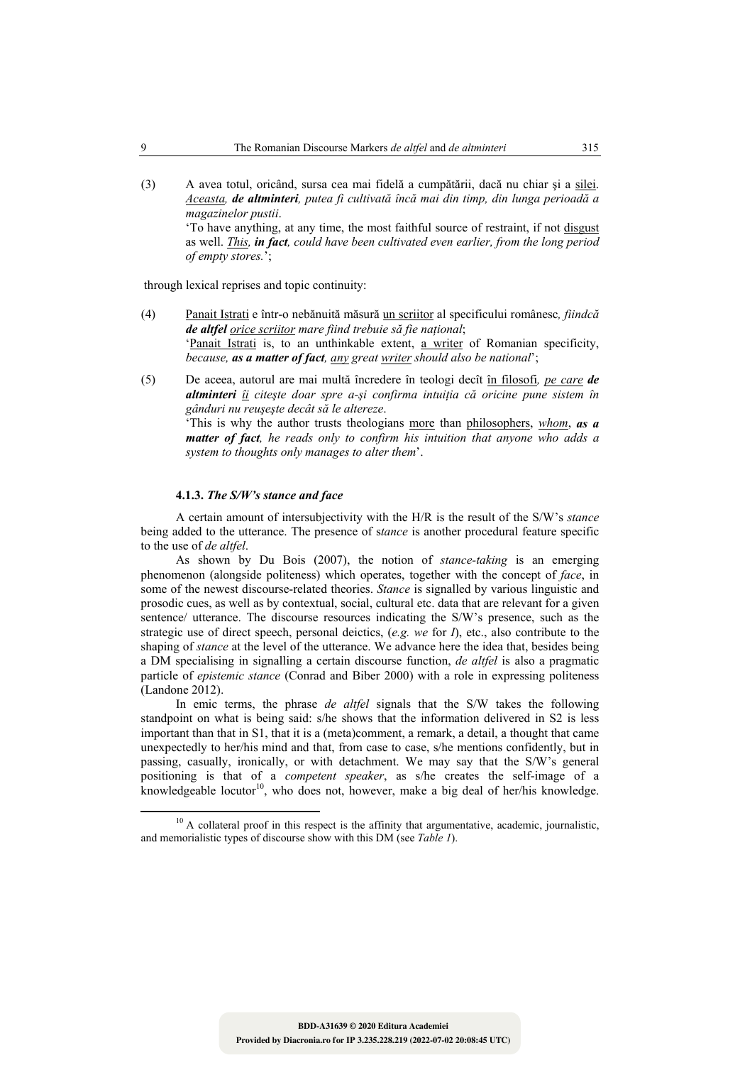(3) A avea totul, oricând, sursa cea mai fidelă a cumpătării, dacă nu chiar şi a <u>silei</u>. *<u>Aceasta</u>, **de altminteri**, putea fi cultivată încă mai din timp, din lunga perioadă a magazinelor pustii*.
'To have anything, at any time, the most faithful source of restraint, if not <u>disgust</u> as well. *<u>This</u>, **in fact**, could have been cultivated even earlier, from the long period of empty stores.*';

through lexical reprises and topic continuity:

(4) <u>Panait Istrati</u> e într-o nebănuită măsură <u>un scriitor</u> al specificului românesc*, fiindcă **de altfel** <u>orice scriitor</u> mare fiind trebuie să fie naţional*;
'<u>Panait Istrati</u> is, to an unthinkable extent, <u>a writer</u> of Romanian specificity, *because, **as a matter of fact**, <u>any</u> great <u>writer</u> should also be national*';

(5) De aceea, autorul are mai multă încredere în teologi decât <u>în filosofi</u>*, <u>pe care</u> **de altminteri** <u>îi</u> citeşte doar spre a-şi confirma intuiţia că oricine pune sistem în gânduri nu reuşeşte decât să le altereze*.
'This is why the author trusts theologians <u>more</u> than <u>philosophers</u>, *<u>whom</u>*, ***as a matter of fact**, he reads only to confirm his intuition that anyone who adds a system to thoughts only manages to alter them*'.

#### 4.1.3. *The S/W's stance and face*

A certain amount of intersubjectivity with the H/R is the result of the S/W's *stance* being added to the utterance. The presence of s*tance* is another procedural feature specific to the use of *de altfel*.

As shown by Du Bois (2007), the notion of *stance-taking* is an emerging phenomenon (alongside politeness) which operates, together with the concept of *face*, in some of the newest discourse-related theories. *Stance* is signalled by various linguistic and prosodic cues, as well as by contextual, social, cultural etc. data that are relevant for a given sentence/ utterance. The discourse resources indicating the S/W's presence, such as the strategic use of direct speech, personal deictics, (*e.g. we* for *I*), etc., also contribute to the shaping of *stance* at the level of the utterance. We advance here the idea that, besides being a DM specialising in signalling a certain discourse function, *de altfel* is also a pragmatic particle of *epistemic stance* (Conrad and Biber 2000) with a role in expressing politeness (Landone 2012).

In emic terms, the phrase *de altfel* signals that the S/W takes the following standpoint on what is being said: s/he shows that the information delivered in S2 is less important than that in S1, that it is a (meta)comment, a remark, a detail, a thought that came unexpectedly to her/his mind and that, from case to case, s/he mentions confidently, but in passing, casually, ironically, or with detachment. We may say that the S/W's general positioning is that of a *competent speaker*, as s/he creates the self-image of a knowledgeable locutor[10], who does not, however, make a big deal of her/his knowledge.

---

[10] A collateral proof in this respect is the affinity that argumentative, academic, journalistic, and memorialistic types of discourse show with this DM (see *Table 1*).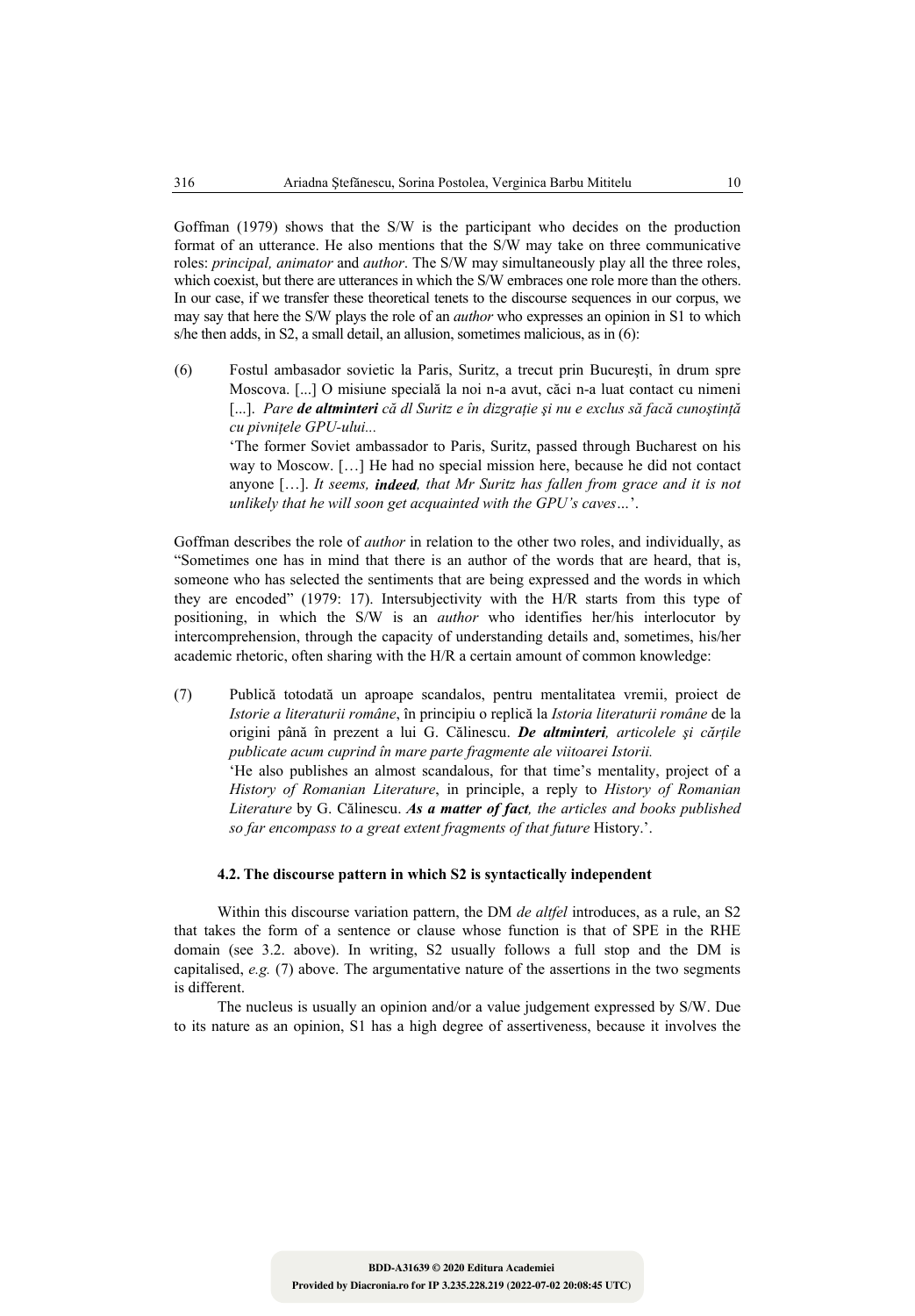Goffman (1979) shows that the S/W is the participant who decides on the production format of an utterance. He also mentions that the S/W may take on three communicative roles: *principal, animator* and *author*. The S/W may simultaneously play all the three roles, which coexist, but there are utterances in which the S/W embraces one role more than the others. In our case, if we transfer these theoretical tenets to the discourse sequences in our corpus, we may say that here the S/W plays the role of an *author* who expresses an opinion in S1 to which s/he then adds, in S2, a small detail, an allusion, sometimes malicious, as in (6):

(6) Fostul ambasador sovietic la Paris, Suritz, a trecut prin Bucureşti, în drum spre Moscova. [...] O misiune specială la noi n-a avut, căci n-a luat contact cu nimeni [...]. *Pare **de altminteri** că dl Suritz e în dizgraţie şi nu e exclus să facă cunoştinţă cu pivniţele GPU-ului...*

'The former Soviet ambassador to Paris, Suritz, passed through Bucharest on his way to Moscow. […] He had no special mission here, because he did not contact anyone […]. *It seems, **indeed**, that Mr Suritz has fallen from grace and it is not unlikely that he will soon get acquainted with the GPU's caves…*'.

Goffman describes the role of *author* in relation to the other two roles, and individually, as "Sometimes one has in mind that there is an author of the words that are heard, that is, someone who has selected the sentiments that are being expressed and the words in which they are encoded" (1979: 17). Intersubjectivity with the H/R starts from this type of positioning, in which the S/W is an *author* who identifies her/his interlocutor by intercomprehension, through the capacity of understanding details and, sometimes, his/her academic rhetoric, often sharing with the H/R a certain amount of common knowledge:

(7) Publică totodată un aproape scandalos, pentru mentalitatea vremii, proiect de *Istorie a literaturii române*, în principiu o replică la *Istoria literaturii române* de la origini până în prezent a lui G. Călinescu. ***De altminteri**, articolele şi cărţile publicate acum cuprind în mare parte fragmente ale viitoarei Istorii.*

'He also publishes an almost scandalous, for that time's mentality, project of a *History of Romanian Literature*, in principle, a reply to *History of Romanian Literature* by G. Călinescu. ***As a matter of fact**, the articles and books published so far encompass to a great extent fragments of that future* History.'.

#### 4.2. The discourse pattern in which S2 is syntactically independent

Within this discourse variation pattern, the DM *de altfel* introduces, as a rule, an S2 that takes the form of a sentence or clause whose function is that of SPE in the RHE domain (see 3.2. above). In writing, S2 usually follows a full stop and the DM is capitalised, *e.g.* (7) above. The argumentative nature of the assertions in the two segments is different.

The nucleus is usually an opinion and/or a value judgement expressed by S/W. Due to its nature as an opinion, S1 has a high degree of assertiveness, because it involves the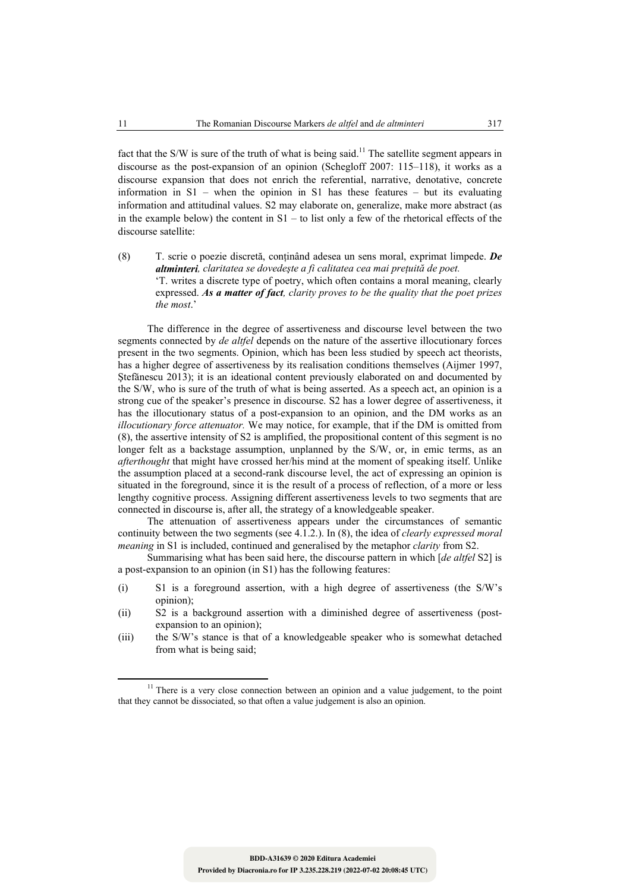fact that the S/W is sure of the truth of what is being said.[11] The satellite segment appears in discourse as the post-expansion of an opinion (Schegloff 2007: 115–118), it works as a discourse expansion that does not enrich the referential, narrative, denotative, concrete information in S1 – when the opinion in S1 has these features – but its evaluating information and attitudinal values. S2 may elaborate on, generalize, make more abstract (as in the example below) the content in S1 – to list only a few of the rhetorical effects of the discourse satellite:

(8) T. scrie o poezie discretă, conținând adesea un sens moral, exprimat limpede. ***De altminteri****, claritatea se dovedește a fi calitatea cea mai prețuită de poet.*
'T. writes a discrete type of poetry, which often contains a moral meaning, clearly expressed. ***As a matter of fact****, clarity proves to be the quality that the poet prizes the most*.'

The difference in the degree of assertiveness and discourse level between the two segments connected by *de altfel* depends on the nature of the assertive illocutionary forces present in the two segments. Opinion, which has been less studied by speech act theorists, has a higher degree of assertiveness by its realisation conditions themselves (Aijmer 1997, Ștefănescu 2013); it is an ideational content previously elaborated on and documented by the S/W, who is sure of the truth of what is being asserted. As a speech act, an opinion is a strong cue of the speaker's presence in discourse. S2 has a lower degree of assertiveness, it has the illocutionary status of a post-expansion to an opinion, and the DM works as an *illocutionary force attenuator.* We may notice, for example, that if the DM is omitted from (8), the assertive intensity of S2 is amplified, the propositional content of this segment is no longer felt as a backstage assumption, unplanned by the S/W, or, in emic terms, as an *afterthought* that might have crossed her/his mind at the moment of speaking itself. Unlike the assumption placed at a second-rank discourse level, the act of expressing an opinion is situated in the foreground, since it is the result of a process of reflection, of a more or less lengthy cognitive process. Assigning different assertiveness levels to two segments that are connected in discourse is, after all, the strategy of a knowledgeable speaker.

The attenuation of assertiveness appears under the circumstances of semantic continuity between the two segments (see 4.1.2.). In (8), the idea of *clearly expressed moral meaning* in S1 is included, continued and generalised by the metaphor *clarity* from S2.

Summarising what has been said here, the discourse pattern in which [*de altfel* S2] is a post-expansion to an opinion (in S1) has the following features:

(i) S1 is a foreground assertion, with a high degree of assertiveness (the S/W's opinion);
(ii) S2 is a background assertion with a diminished degree of assertiveness (post-expansion to an opinion);
(iii) the S/W's stance is that of a knowledgeable speaker who is somewhat detached from what is being said;

[11] There is a very close connection between an opinion and a value judgement, to the point that they cannot be dissociated, so that often a value judgement is also an opinion.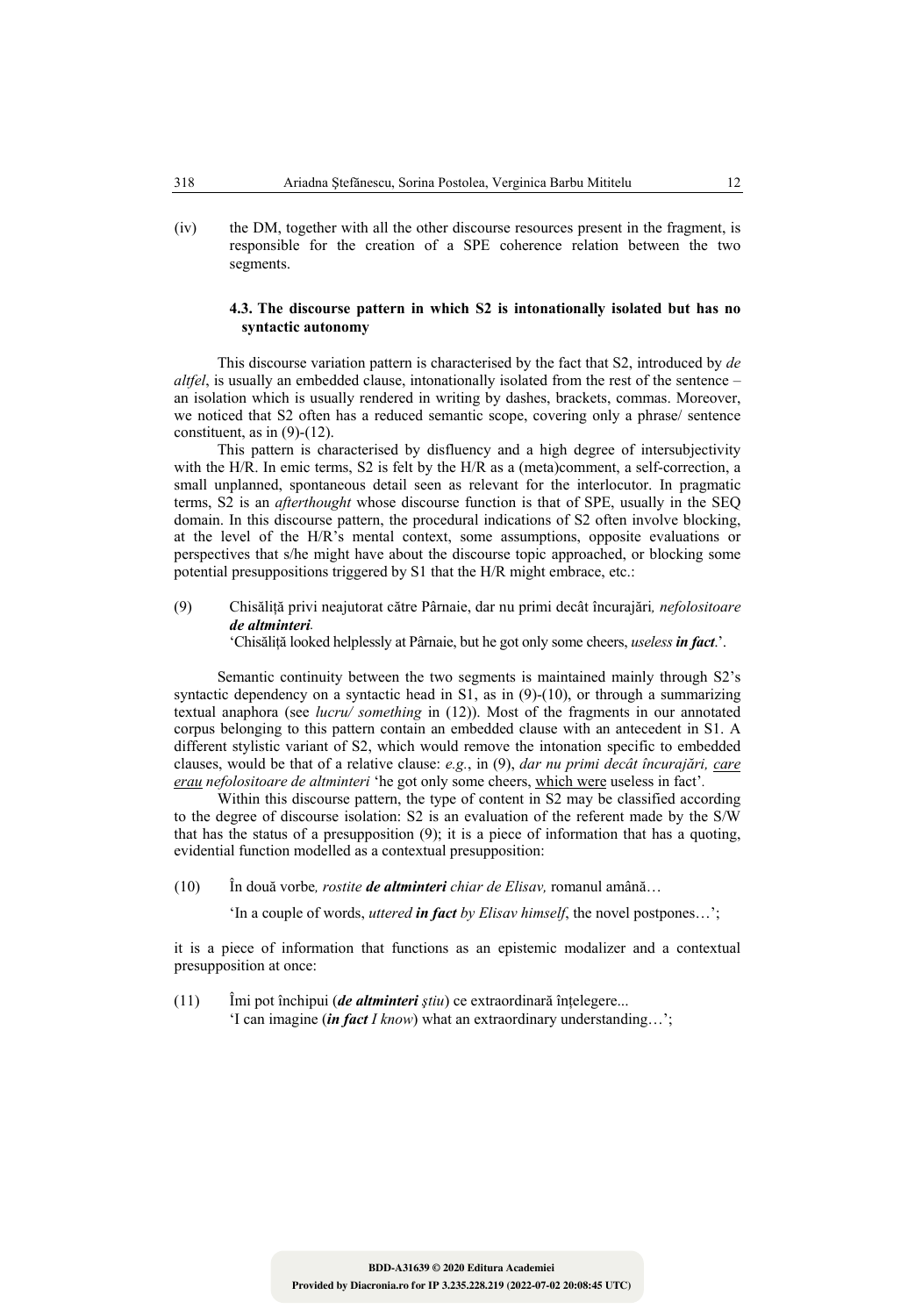(iv) the DM, together with all the other discourse resources present in the fragment, is responsible for the creation of a SPE coherence relation between the two segments.

### 4.3. The discourse pattern in which S2 is intonationally isolated but has no syntactic autonomy

This discourse variation pattern is characterised by the fact that S2, introduced by *de altfel*, is usually an embedded clause, intonationally isolated from the rest of the sentence – an isolation which is usually rendered in writing by dashes, brackets, commas. Moreover, we noticed that S2 often has a reduced semantic scope, covering only a phrase/ sentence constituent, as in (9)-(12).

This pattern is characterised by disfluency and a high degree of intersubjectivity with the H/R. In emic terms, S2 is felt by the H/R as a (meta)comment, a self-correction, a small unplanned, spontaneous detail seen as relevant for the interlocutor. In pragmatic terms, S2 is an *afterthought* whose discourse function is that of SPE, usually in the SEQ domain. In this discourse pattern, the procedural indications of S2 often involve blocking, at the level of the H/R's mental context, some assumptions, opposite evaluations or perspectives that s/he might have about the discourse topic approached, or blocking some potential presuppositions triggered by S1 that the H/R might embrace, etc.:

(9) Chisăliță privi neajutorat către Pârnaie, dar nu primi decât încurajări*, nefolositoare **de altminteri**.*
‘Chisăliță looked helplessly at Pârnaie, but he got only some cheers, *useless **in fact***.’.

Semantic continuity between the two segments is maintained mainly through S2's syntactic dependency on a syntactic head in S1, as in (9)-(10), or through a summarizing textual anaphora (see *lucru/ something* in (12)). Most of the fragments in our annotated corpus belonging to this pattern contain an embedded clause with an antecedent in S1. A different stylistic variant of S2, which would remove the intonation specific to embedded clauses, would be that of a relative clause: *e.g.*, in (9), *dar nu primi decât încurajări, <u>care erau</u> nefolositoare de altminteri* ‘he got only some cheers, <u>which were</u> useless in fact’.

Within this discourse pattern, the type of content in S2 may be classified according to the degree of discourse isolation: S2 is an evaluation of the referent made by the S/W that has the status of a presupposition (9); it is a piece of information that has a quoting, evidential function modelled as a contextual presupposition:

(10) În două vorbe*, rostite **de altminteri** chiar de Elisav,* romanul amână…
‘In a couple of words, *uttered **in fact** by Elisav himself*, the novel postpones…’;

it is a piece of information that functions as an epistemic modalizer and a contextual presupposition at once:

(11) Îmi pot închipui (***de altminteri** știu*) ce extraordinară înțelegere...
‘I can imagine (***in fact** I know*) what an extraordinary understanding…’;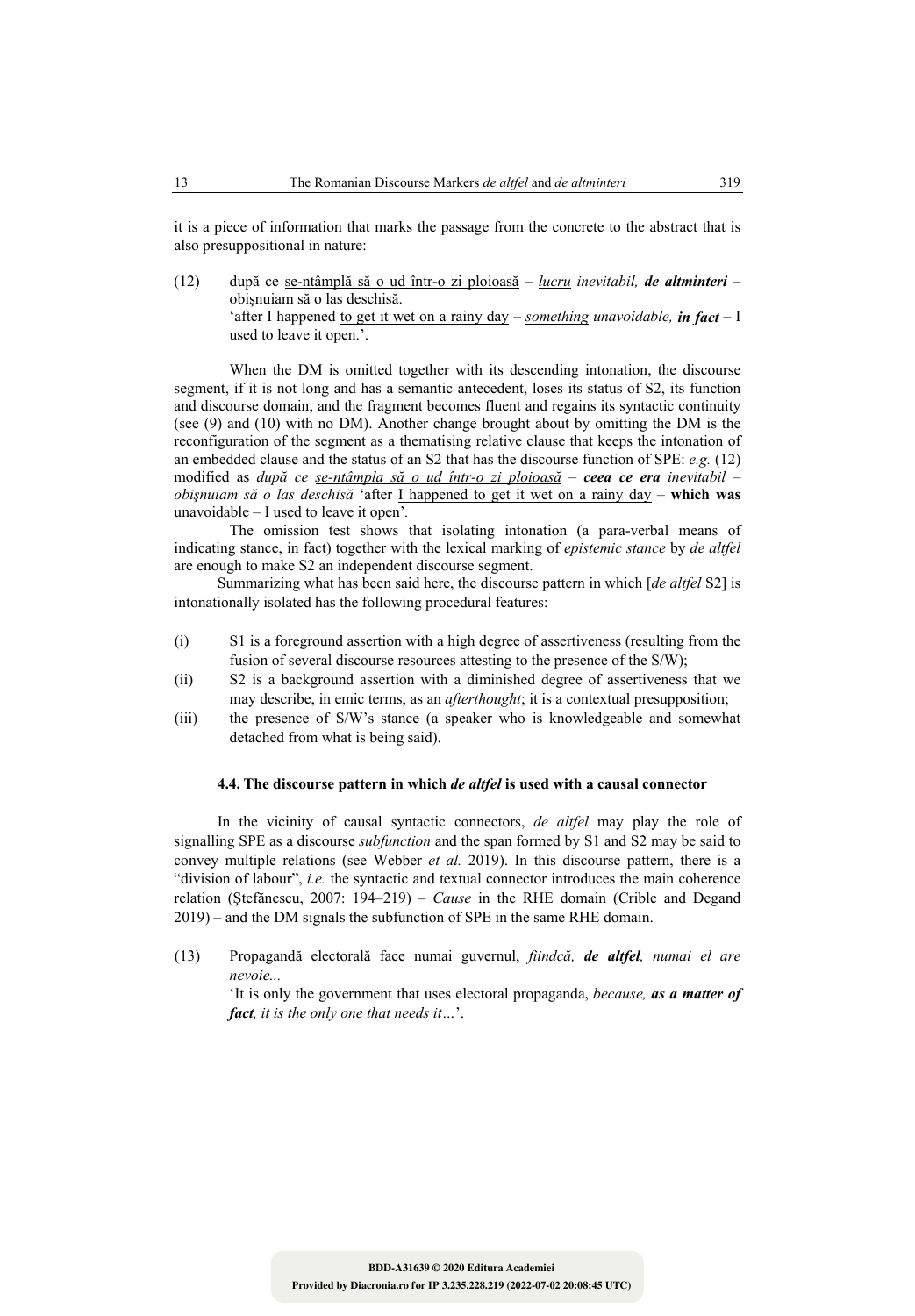it is a piece of information that marks the passage from the concrete to the abstract that is also presuppositional in nature:

(12) după ce <u>se-ntâmplă să o ud într-o zi ploioasă</u> – *<u>lucru</u> inevitabil,* ***de altminteri*** – obişnuiam să o las deschisă.
'after I happened <u>to get it wet on a rainy day</u> – *<u>something</u> unavoidable,* ***in fact*** – I used to leave it open.'.

When the DM is omitted together with its descending intonation, the discourse segment, if it is not long and has a semantic antecedent, loses its status of S2, its function and discourse domain, and the fragment becomes fluent and regains its syntactic continuity (see (9) and (10) with no DM). Another change brought about by omitting the DM is the reconfiguration of the segment as a thematising relative clause that keeps the intonation of an embedded clause and the status of an S2 that has the discourse function of SPE: *e.g.* (12) modified as *după ce <u>se-ntâmpla să o ud într-o zi ploioasă</u>* – ***ceea ce era*** *inevitabil – obişnuiam să o las deschisă* 'after <u>I happened to get it wet on a rainy day</u> – **which was** unavoidable – I used to leave it open'.

The omission test shows that isolating intonation (a para-verbal means of indicating stance, in fact) together with the lexical marking of *epistemic stance* by *de altfel* are enough to make S2 an independent discourse segment.

Summarizing what has been said here, the discourse pattern in which [*de altfel* S2] is intonationally isolated has the following procedural features:

(i) S1 is a foreground assertion with a high degree of assertiveness (resulting from the fusion of several discourse resources attesting to the presence of the S/W);
(ii) S2 is a background assertion with a diminished degree of assertiveness that we may describe, in emic terms, as an *afterthought*; it is a contextual presupposition;
(iii) the presence of S/W's stance (a speaker who is knowledgeable and somewhat detached from what is being said).

#### 4.4. The discourse pattern in which *de altfel* is used with a causal connector

In the vicinity of causal syntactic connectors, *de altfel* may play the role of signalling SPE as a discourse *subfunction* and the span formed by S1 and S2 may be said to convey multiple relations (see Webber *et al.* 2019). In this discourse pattern, there is a "division of labour", *i.e.* the syntactic and textual connector introduces the main coherence relation (Ştefănescu, 2007: 194–219) – *Cause* in the RHE domain (Crible and Degand 2019) – and the DM signals the subfunction of SPE in the same RHE domain.

(13) Propagandă electorală face numai guvernul, *fiindcă,* ***de altfel****, numai el are nevoie...*
'It is only the government that uses electoral propaganda, *because,* ***as a matter of fact****, it is the only one that needs it…*'.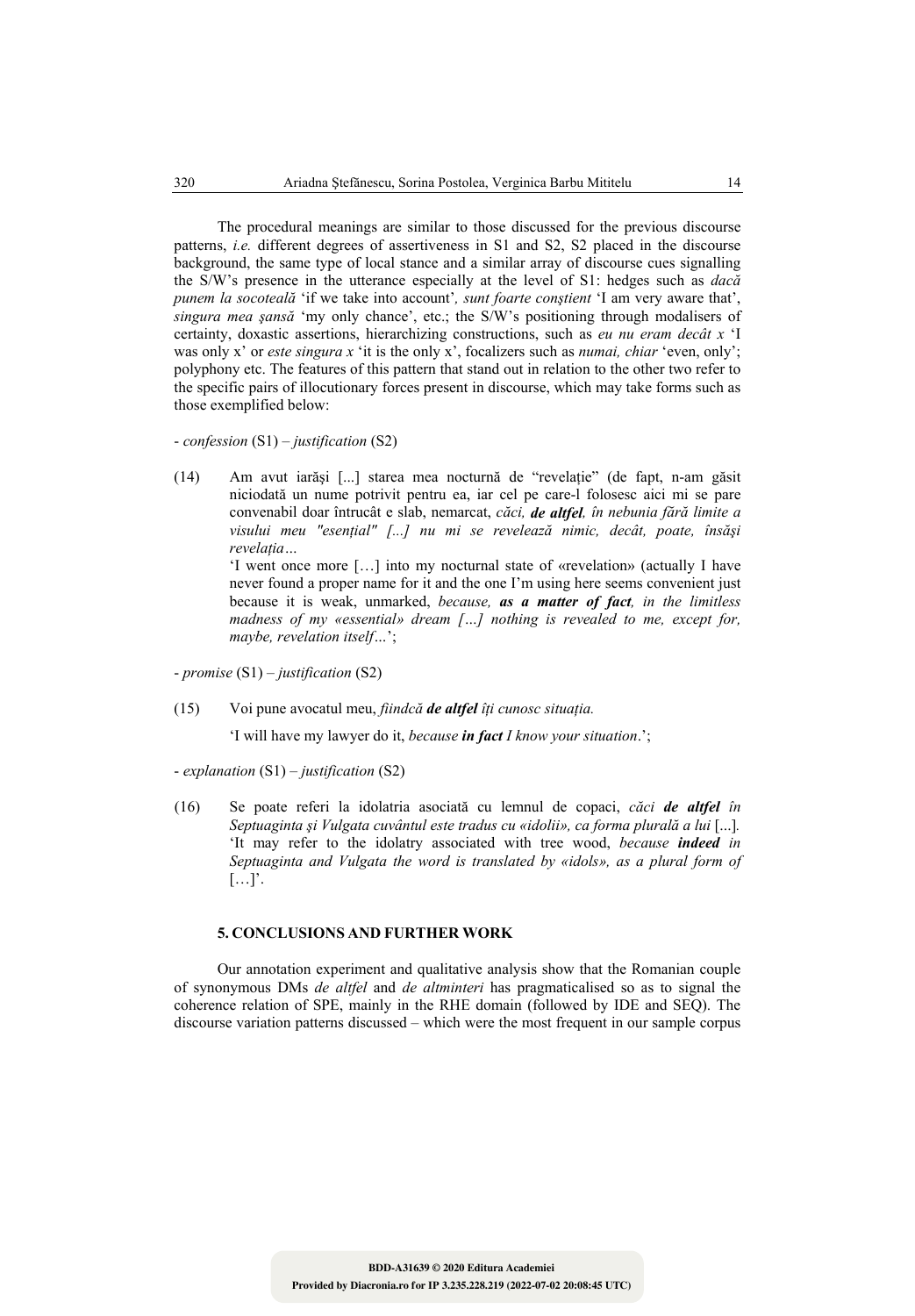The procedural meanings are similar to those discussed for the previous discourse patterns, *i.e.* different degrees of assertiveness in S1 and S2, S2 placed in the discourse background, the same type of local stance and a similar array of discourse cues signalling the S/W's presence in the utterance especially at the level of S1: hedges such as *dacă punem la socoteală* 'if we take into account', *sunt foarte conștient* 'I am very aware that', *singura mea șansă* 'my only chance', etc.; the S/W's positioning through modalisers of certainty, doxastic assertions, hierarchizing constructions, such as *eu nu eram decât x* 'I was only x' or *este singura x* 'it is the only x', focalizers such as *numai, chiar* 'even, only'; polyphony etc. The features of this pattern that stand out in relation to the other two refer to the specific pairs of illocutionary forces present in discourse, which may take forms such as those exemplified below:

- *confession* (S1) – *justification* (S2)

(14) Am avut iarăși [...] starea mea nocturnă de "revelație" (de fapt, n-am găsit niciodată un nume potrivit pentru ea, iar cel pe care-l folosesc aici mi se pare convenabil doar întrucât e slab, nemarcat, *căci, **de altfel**, în nebunia fără limite a visului meu "esențial" [...] nu mi se revelează nimic, decât, poate, însăși revelația…*
'I went once more […] into my nocturnal state of «revelation» (actually I have never found a proper name for it and the one I'm using here seems convenient just because it is weak, unmarked, *because, **as a matter of fact**, in the limitless madness of my «essential» dream […] nothing is revealed to me, except for, maybe, revelation itself…*';

- *promise* (S1) – *justification* (S2)

(15) Voi pune avocatul meu, *fiindcă **de altfel** îți cunosc situația.*
'I will have my lawyer do it, *because **in fact** I know your situation*.';

- *explanation* (S1) – *justification* (S2)

(16) Se poate referi la idolatria asociată cu lemnul de copaci, *căci **de altfel** în Septuaginta și Vulgata cuvântul este tradus cu «idolii», ca forma plurală a lui* [...].
'It may refer to the idolatry associated with tree wood, *because **indeed** in Septuaginta and Vulgata the word is translated by «idols», as a plural form of* […]'.

## 5. CONCLUSIONS AND FURTHER WORK

Our annotation experiment and qualitative analysis show that the Romanian couple of synonymous DMs *de altfel* and *de altminteri* has pragmaticalised so as to signal the coherence relation of SPE, mainly in the RHE domain (followed by IDE and SEQ). The discourse variation patterns discussed – which were the most frequent in our sample corpus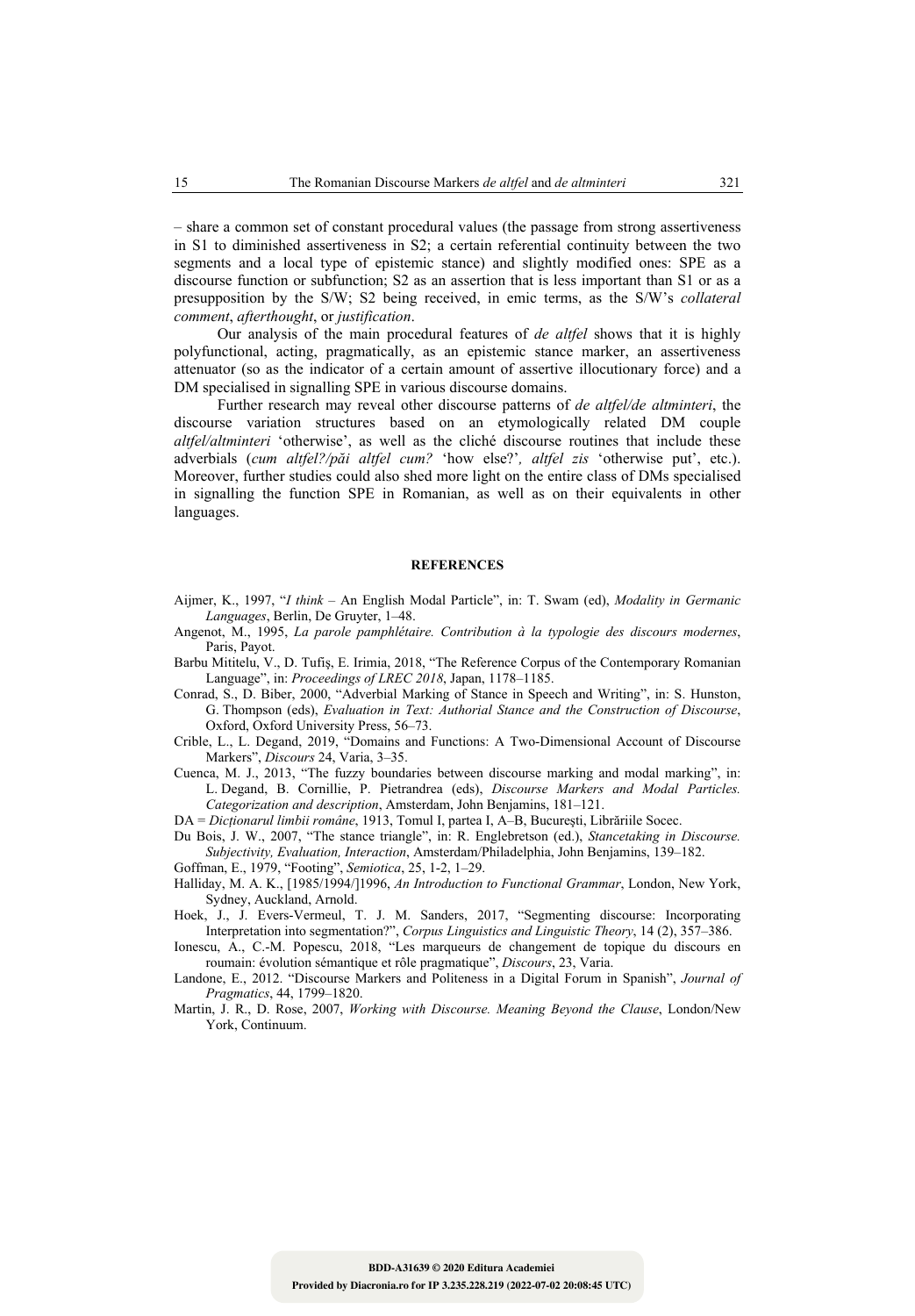– share a common set of constant procedural values (the passage from strong assertiveness in S1 to diminished assertiveness in S2; a certain referential continuity between the two segments and a local type of epistemic stance) and slightly modified ones: SPE as a discourse function or subfunction; S2 as an assertion that is less important than S1 or as a presupposition by the S/W; S2 being received, in emic terms, as the S/W's *collateral comment*, *afterthought*, or *justification*.

Our analysis of the main procedural features of *de altfel* shows that it is highly polyfunctional, acting, pragmatically, as an epistemic stance marker, an assertiveness attenuator (so as the indicator of a certain amount of assertive illocutionary force) and a DM specialised in signalling SPE in various discourse domains.

Further research may reveal other discourse patterns of *de altfel/de altminteri*, the discourse variation structures based on an etymologically related DM couple *altfel/altminteri* 'otherwise', as well as the cliché discourse routines that include these adverbials (*cum altfel?/păi altfel cum?* 'how else?', *altfel zis* 'otherwise put', etc.). Moreover, further studies could also shed more light on the entire class of DMs specialised in signalling the function SPE in Romanian, as well as on their equivalents in other languages.

## REFERENCES

Aijmer, K., 1997, "*I think* – An English Modal Particle", in: T. Swam (ed), *Modality in Germanic Languages*, Berlin, De Gruyter, 1–48.

Angenot, M., 1995, *La parole pamphlétaire. Contribution à la typologie des discours modernes*, Paris, Payot.

Barbu Mititelu, V., D. Tufiş, E. Irimia, 2018, "The Reference Corpus of the Contemporary Romanian Language", in: *Proceedings of LREC 2018*, Japan, 1178–1185.

Conrad, S., D. Biber, 2000, "Adverbial Marking of Stance in Speech and Writing", in: S. Hunston, G. Thompson (eds), *Evaluation in Text: Authorial Stance and the Construction of Discourse*, Oxford, Oxford University Press, 56–73.

Crible, L., L. Degand, 2019, "Domains and Functions: A Two-Dimensional Account of Discourse Markers", *Discours* 24, Varia, 3–35.

Cuenca, M. J., 2013, "The fuzzy boundaries between discourse marking and modal marking", in: L. Degand, B. Cornillie, P. Pietrandrea (eds), *Discourse Markers and Modal Particles. Categorization and description*, Amsterdam, John Benjamins, 181–121.

DA = *Dicționarul limbii române*, 1913, Tomul I, partea I, A–B, Bucureşti, Librăriile Socec.

Du Bois, J. W., 2007, "The stance triangle", in: R. Englebretson (ed.), *Stancetaking in Discourse. Subjectivity, Evaluation, Interaction*, Amsterdam/Philadelphia, John Benjamins, 139–182.

Goffman, E., 1979, "Footing", *Semiotica*, 25, 1-2, 1–29.

Halliday, M. A. K., [1985/1994/]1996, *An Introduction to Functional Grammar*, London, New York, Sydney, Auckland, Arnold.

Hoek, J., J. Evers-Vermeul, T. J. M. Sanders, 2017, "Segmenting discourse: Incorporating Interpretation into segmentation?", *Corpus Linguistics and Linguistic Theory*, 14 (2), 357–386.

Ionescu, A., C.-M. Popescu, 2018, "Les marqueurs de changement de topique du discours en roumain: évolution sémantique et rôle pragmatique", *Discours*, 23, Varia.

Landone, E., 2012. "Discourse Markers and Politeness in a Digital Forum in Spanish", *Journal of Pragmatics*, 44, 1799–1820.

Martin, J. R., D. Rose, 2007, *Working with Discourse. Meaning Beyond the Clause*, London/New York, Continuum.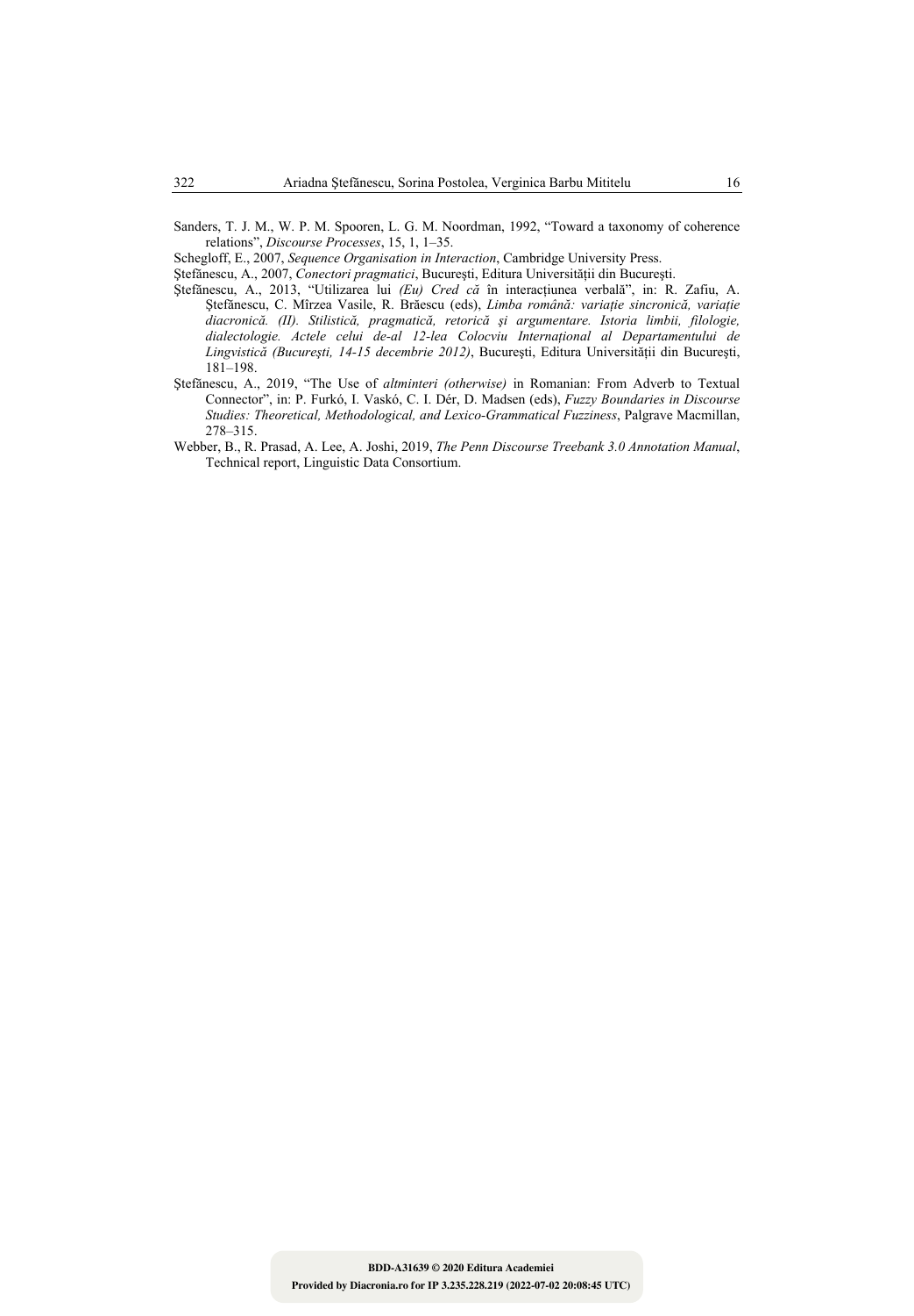Sanders, T. J. M., W. P. M. Spooren, L. G. M. Noordman, 1992, "Toward a taxonomy of coherence relations", *Discourse Processes*, 15, 1, 1–35.

Schegloff, E., 2007, *Sequence Organisation in Interaction*, Cambridge University Press.

Ştefănescu, A., 2007, *Conectori pragmatici*, Bucureşti, Editura Universităţii din Bucureşti.

Ştefănescu, A., 2013, "Utilizarea lui *(Eu) Cred că* în interacţiunea verbală", in: R. Zafiu, A. Ştefănescu, C. Mîrzea Vasile, R. Brăescu (eds), *Limba română: variaţie sincronică, variaţie diacronică. (II). Stilistică, pragmatică, retorică şi argumentare. Istoria limbii, filologie, dialectologie. Actele celui de-al 12-lea Colocviu Internaţional al Departamentului de Lingvistică (Bucureşti, 14-15 decembrie 2012)*, Bucureşti, Editura Universităţii din Bucureşti, 181–198.

Ştefănescu, A., 2019, "The Use of *altminteri (otherwise)* in Romanian: From Adverb to Textual Connector", in: P. Furkó, I. Vaskó, C. I. Dér, D. Madsen (eds), *Fuzzy Boundaries in Discourse Studies: Theoretical, Methodological, and Lexico-Grammatical Fuzziness*, Palgrave Macmillan, 278–315.

Webber, B., R. Prasad, A. Lee, A. Joshi, 2019, *The Penn Discourse Treebank 3.0 Annotation Manual*, Technical report, Linguistic Data Consortium.